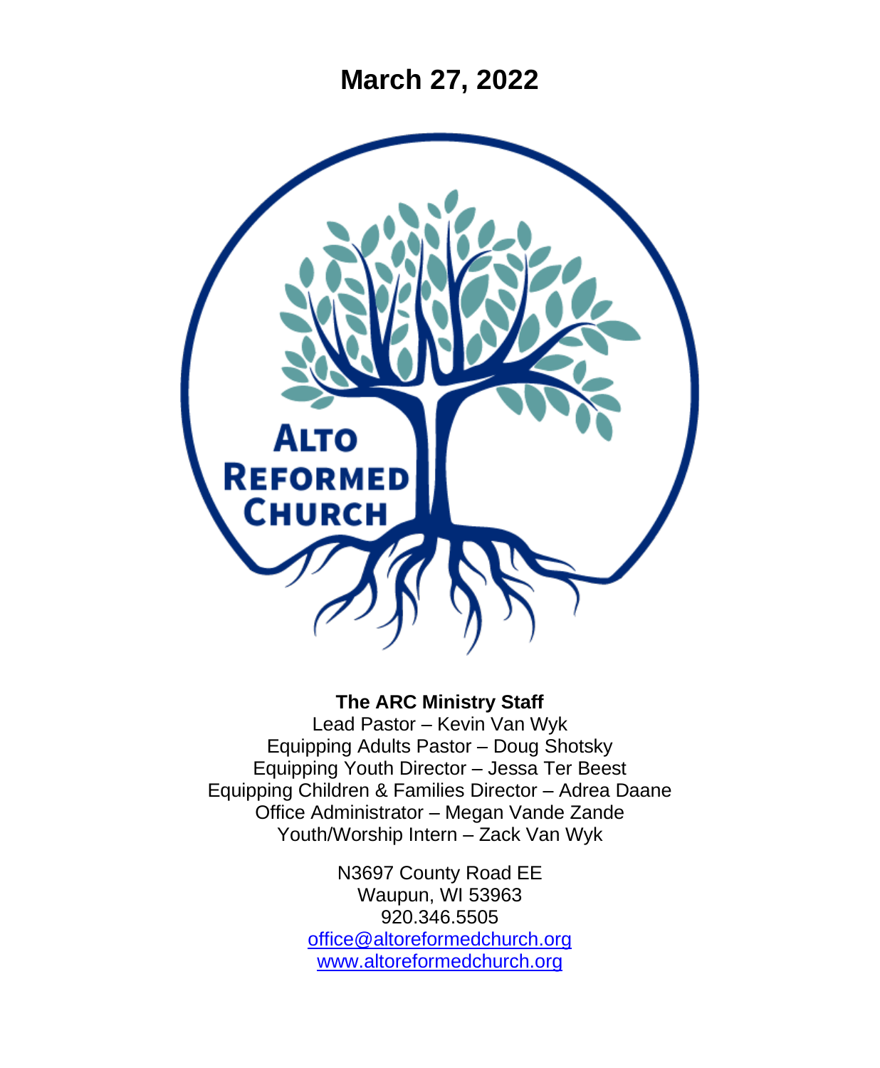# March 27, 2022

ALTO REFORMED CHURCH

**The ARC Ministry Staff**

Lead Pastor – Kevin Van Wyk
Equipping Adults Pastor – Doug Shotsky
Equipping Youth Director – Jessa Ter Beest
Equipping Children & Families Director – Adrea Daane
Office Administrator – Megan Vande Zande
Youth/Worship Intern – Zack Van Wyk

N3697 County Road EE
Waupun, WI 53963
920.346.5505
office@altoreformedchurch.org
www.altoreformedchurch.org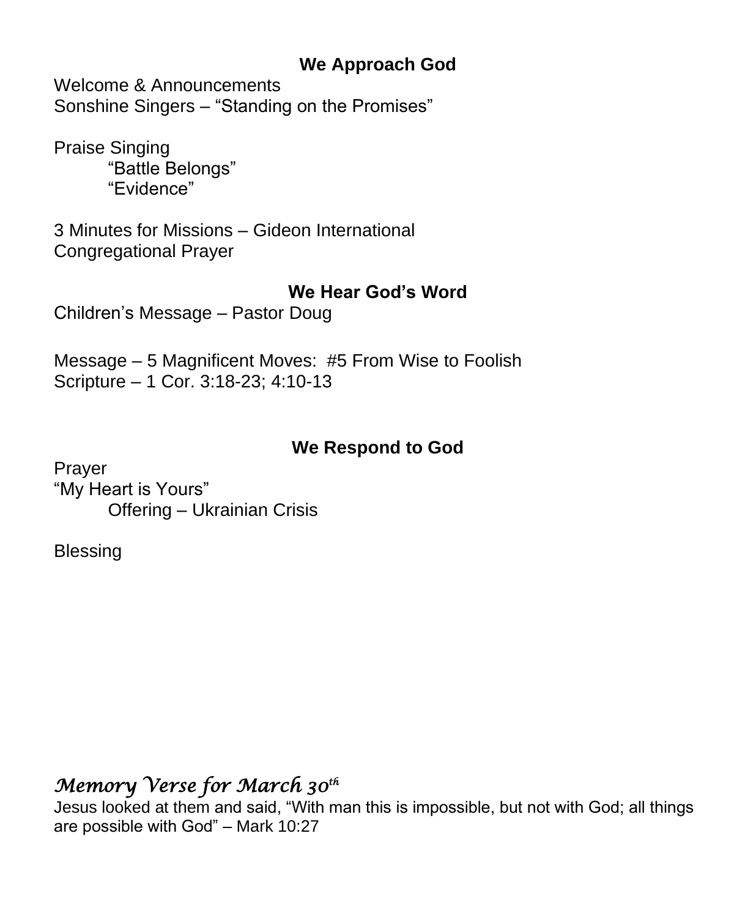**We Approach God**

Welcome & Announcements
Sonshine Singers – "Standing on the Promises"

Praise Singing
    "Battle Belongs"
    "Evidence"

3 Minutes for Missions – Gideon International
Congregational Prayer

**We Hear God's Word**

Children's Message – Pastor Doug

Message – 5 Magnificent Moves: #5 From Wise to Foolish
Scripture – 1 Cor. 3:18-23; 4:10-13

**We Respond to God**

Prayer
"My Heart is Yours"
    Offering – Ukrainian Crisis

Blessing

*Memory Verse for March 30th*

Jesus looked at them and said, "With man this is impossible, but not with God; all things are possible with God" – Mark 10:27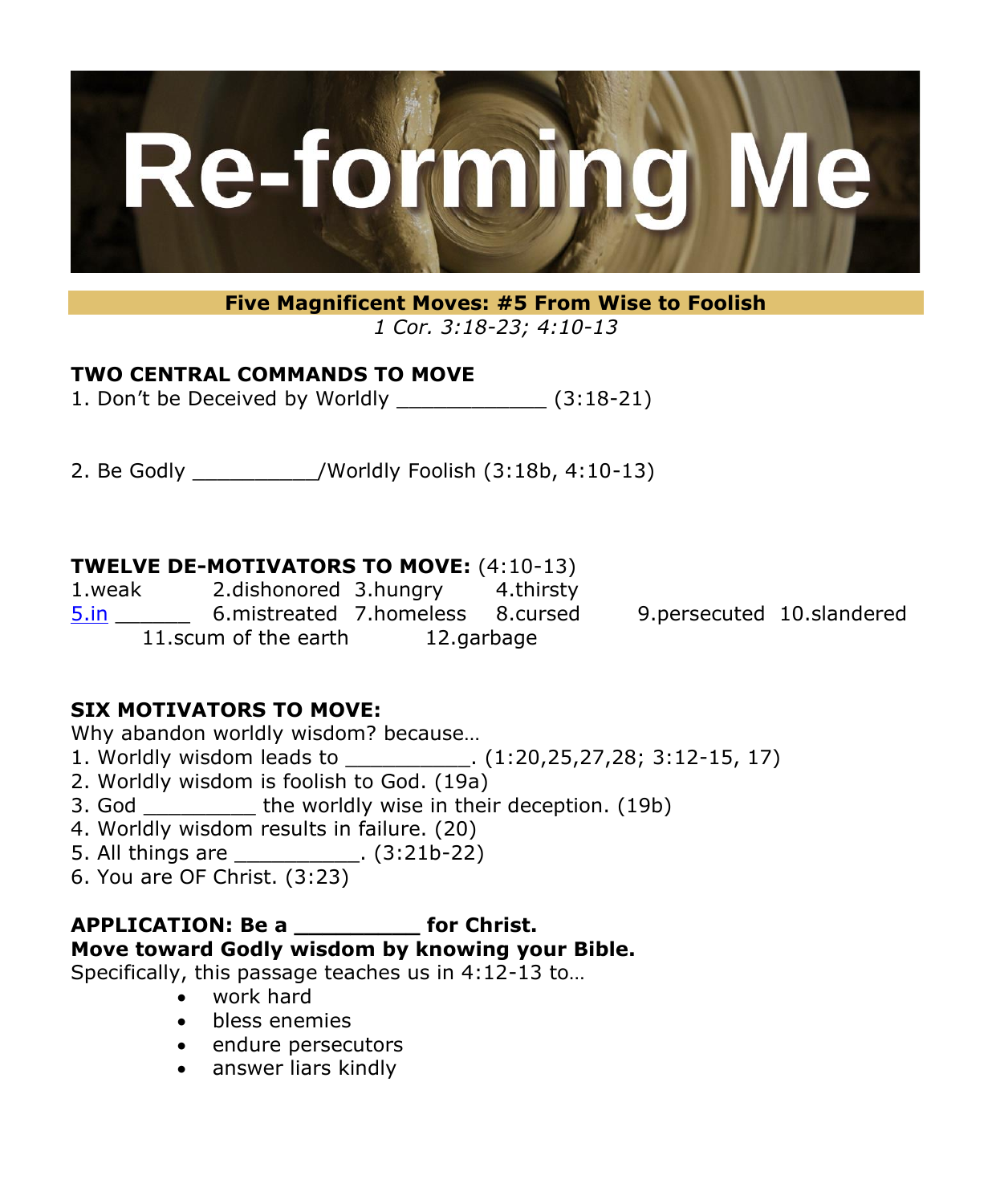# Re-forming Me

**Five Magnificent Moves: #5 From Wise to Foolish**

*1 Cor. 3:18-23; 4:10-13*

## TWO CENTRAL COMMANDS TO MOVE

1. Don't be Deceived by Worldly ____________ (3:18-21)

2. Be Godly __________/Worldly Foolish (3:18b, 4:10-13)

## TWELVE DE-MOTIVATORS TO MOVE: (4:10-13)

1.weak 2.dishonored 3.hungry 4.thirsty 5.in ______ 6.mistreated 7.homeless 8.cursed 9.persecuted 10.slandered 11.scum of the earth 12.garbage

## SIX MOTIVATORS TO MOVE:

Why abandon worldly wisdom? because…

1. Worldly wisdom leads to __________. (1:20,25,27,28; 3:12-15, 17)
2. Worldly wisdom is foolish to God. (19a)
3. God _________ the worldly wise in their deception. (19b)
4. Worldly wisdom results in failure. (20)
5. All things are __________. (3:21b-22)
6. You are OF Christ. (3:23)

**APPLICATION: Be a _________ for Christ.**

**Move toward Godly wisdom by knowing your Bible.**

Specifically, this passage teaches us in 4:12-13 to…

- work hard
- bless enemies
- endure persecutors
- answer liars kindly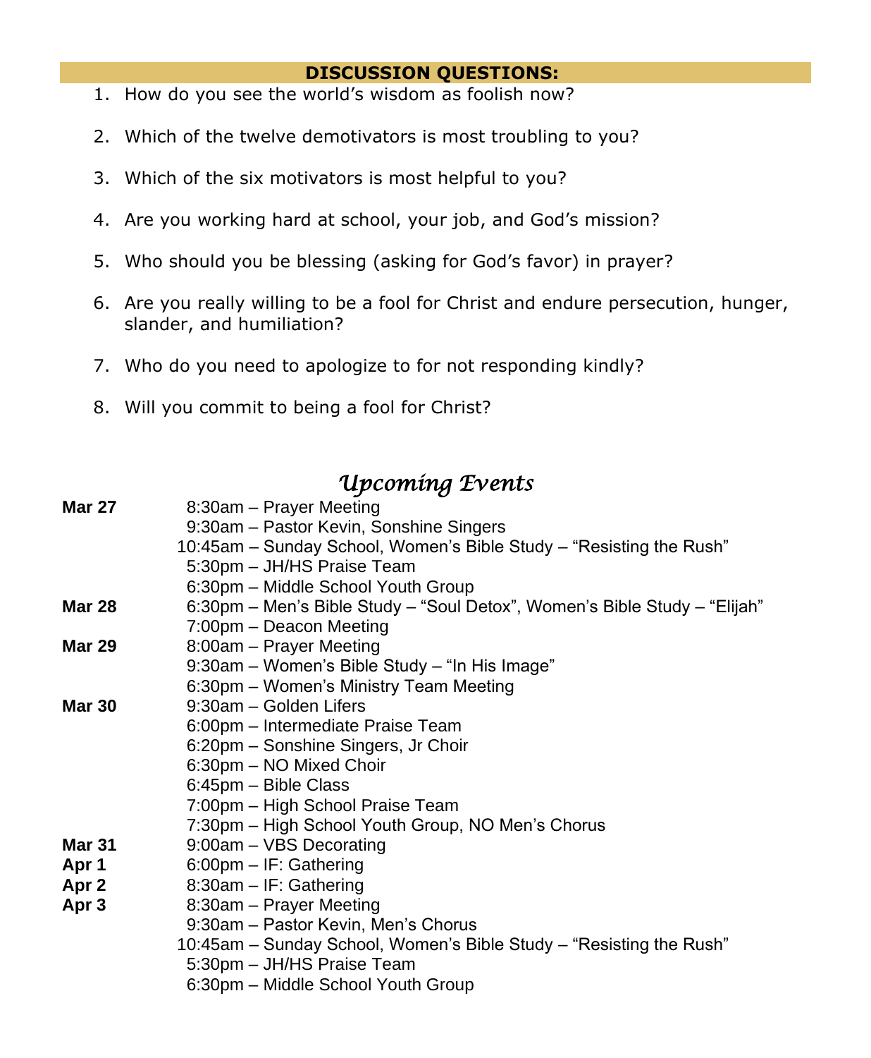## DISCUSSION QUESTIONS:

1. How do you see the world's wisdom as foolish now?
2. Which of the twelve demotivators is most troubling to you?
3. Which of the six motivators is most helpful to you?
4. Are you working hard at school, your job, and God's mission?
5. Who should you be blessing (asking for God's favor) in prayer?
6. Are you really willing to be a fool for Christ and endure persecution, hunger, slander, and humiliation?
7. Who do you need to apologize to for not responding kindly?
8. Will you commit to being a fool for Christ?

## *Upcoming Events*

| | |
|---|---|
| **Mar 27** | 8:30am – Prayer Meeting |
| | 9:30am – Pastor Kevin, Sonshine Singers |
| | 10:45am – Sunday School, Women's Bible Study – "Resisting the Rush" |
| | 5:30pm – JH/HS Praise Team |
| | 6:30pm – Middle School Youth Group |
| **Mar 28** | 6:30pm – Men's Bible Study – "Soul Detox", Women's Bible Study – "Elijah" |
| | 7:00pm – Deacon Meeting |
| **Mar 29** | 8:00am – Prayer Meeting |
| | 9:30am – Women's Bible Study – "In His Image" |
| | 6:30pm – Women's Ministry Team Meeting |
| **Mar 30** | 9:30am – Golden Lifers |
| | 6:00pm – Intermediate Praise Team |
| | 6:20pm – Sonshine Singers, Jr Choir |
| | 6:30pm – NO Mixed Choir |
| | 6:45pm – Bible Class |
| | 7:00pm – High School Praise Team |
| | 7:30pm – High School Youth Group, NO Men's Chorus |
| **Mar 31** | 9:00am – VBS Decorating |
| **Apr 1** | 6:00pm – IF: Gathering |
| **Apr 2** | 8:30am – IF: Gathering |
| **Apr 3** | 8:30am – Prayer Meeting |
| | 9:30am – Pastor Kevin, Men's Chorus |
| | 10:45am – Sunday School, Women's Bible Study – "Resisting the Rush" |
| | 5:30pm – JH/HS Praise Team |
| | 6:30pm – Middle School Youth Group |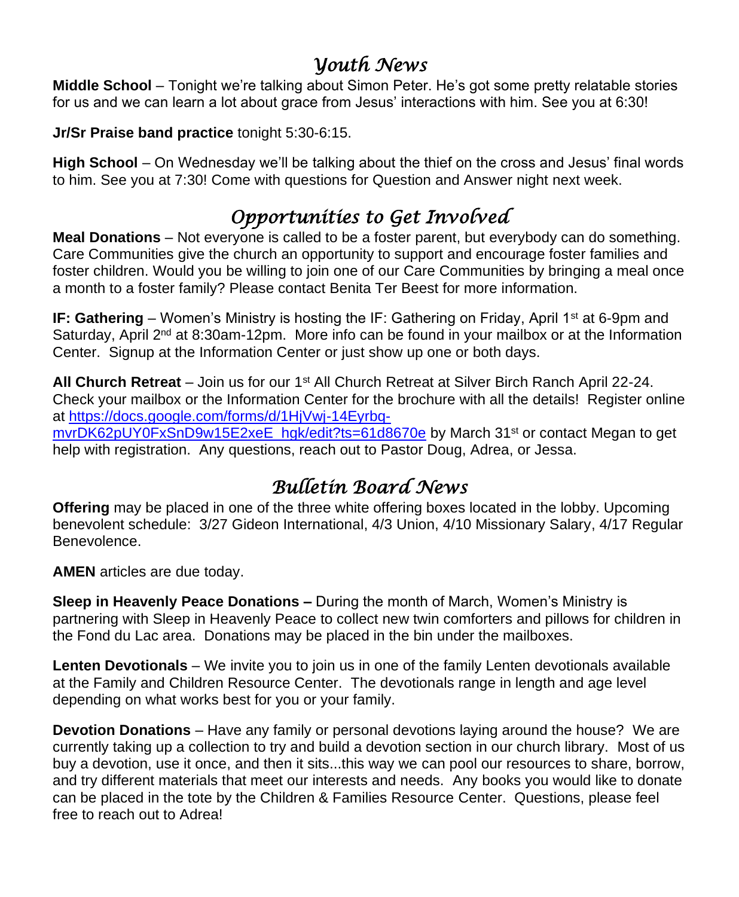## *Youth News*

**Middle School** – Tonight we're talking about Simon Peter. He's got some pretty relatable stories for us and we can learn a lot about grace from Jesus' interactions with him. See you at 6:30!

**Jr/Sr Praise band practice** tonight 5:30-6:15.

**High School** – On Wednesday we'll be talking about the thief on the cross and Jesus' final words to him. See you at 7:30! Come with questions for Question and Answer night next week.

## *Opportunities to Get Involved*

**Meal Donations** – Not everyone is called to be a foster parent, but everybody can do something. Care Communities give the church an opportunity to support and encourage foster families and foster children. Would you be willing to join one of our Care Communities by bringing a meal once a month to a foster family? Please contact Benita Ter Beest for more information.

**IF: Gathering** – Women's Ministry is hosting the IF: Gathering on Friday, April 1st at 6-9pm and Saturday, April 2nd at 8:30am-12pm. More info can be found in your mailbox or at the Information Center. Signup at the Information Center or just show up one or both days.

**All Church Retreat** – Join us for our 1st All Church Retreat at Silver Birch Ranch April 22-24. Check your mailbox or the Information Center for the brochure with all the details! Register online at https://docs.google.com/forms/d/1HjVwj-14Eyrbq-mvrDK62pUY0FxSnD9w15E2xeE_hgk/edit?ts=61d8670e by March 31st or contact Megan to get help with registration. Any questions, reach out to Pastor Doug, Adrea, or Jessa.

## *Bulletin Board News*

**Offering** may be placed in one of the three white offering boxes located in the lobby. Upcoming benevolent schedule: 3/27 Gideon International, 4/3 Union, 4/10 Missionary Salary, 4/17 Regular Benevolence.

**AMEN** articles are due today.

**Sleep in Heavenly Peace Donations –** During the month of March, Women's Ministry is partnering with Sleep in Heavenly Peace to collect new twin comforters and pillows for children in the Fond du Lac area. Donations may be placed in the bin under the mailboxes.

**Lenten Devotionals** – We invite you to join us in one of the family Lenten devotionals available at the Family and Children Resource Center. The devotionals range in length and age level depending on what works best for you or your family.

**Devotion Donations** – Have any family or personal devotions laying around the house? We are currently taking up a collection to try and build a devotion section in our church library. Most of us buy a devotion, use it once, and then it sits...this way we can pool our resources to share, borrow, and try different materials that meet our interests and needs. Any books you would like to donate can be placed in the tote by the Children & Families Resource Center. Questions, please feel free to reach out to Adrea!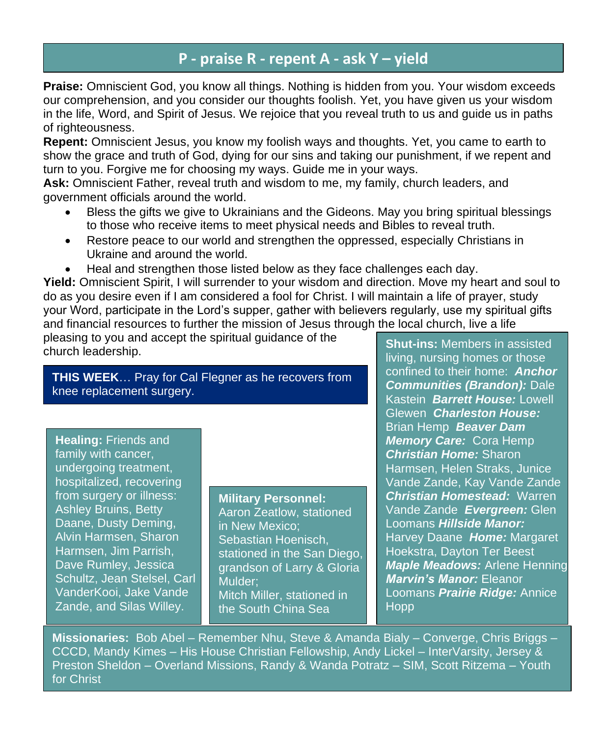## P - praise R - repent A - ask Y – yield

**Praise:** Omniscient God, you know all things. Nothing is hidden from you. Your wisdom exceeds our comprehension, and you consider our thoughts foolish. Yet, you have given us your wisdom in the life, Word, and Spirit of Jesus. We rejoice that you reveal truth to us and guide us in paths of righteousness.

**Repent:** Omniscient Jesus, you know my foolish ways and thoughts. Yet, you came to earth to show the grace and truth of God, dying for our sins and taking our punishment, if we repent and turn to you. Forgive me for choosing my ways. Guide me in your ways.

**Ask:** Omniscient Father, reveal truth and wisdom to me, my family, church leaders, and government officials around the world.

- Bless the gifts we give to Ukrainians and the Gideons. May you bring spiritual blessings to those who receive items to meet physical needs and Bibles to reveal truth.
- Restore peace to our world and strengthen the oppressed, especially Christians in Ukraine and around the world.
- Heal and strengthen those listed below as they face challenges each day.

**Yield:** Omniscient Spirit, I will surrender to your wisdom and direction. Move my heart and soul to do as you desire even if I am considered a fool for Christ. I will maintain a life of prayer, study your Word, participate in the Lord's supper, gather with believers regularly, use my spiritual gifts and financial resources to further the mission of Jesus through the local church, live a life pleasing to you and accept the spiritual guidance of the church leadership.

**THIS WEEK**… Pray for Cal Flegner as he recovers from knee replacement surgery.

**Healing:** Friends and family with cancer, undergoing treatment, hospitalized, recovering from surgery or illness: Ashley Bruins, Betty Daane, Dusty Deming, Alvin Harmsen, Sharon Harmsen, Jim Parrish, Dave Rumley, Jessica Schultz, Jean Stelsel, Carl VanderKooi, Jake Vande Zande, and Silas Willey.

**Military Personnel:**
Aaron Zeatlow, stationed in New Mexico;
Sebastian Hoenisch, stationed in the San Diego, grandson of Larry & Gloria Mulder;
Mitch Miller, stationed in the South China Sea

**Shut-ins:** Members in assisted living, nursing homes or those confined to their home: ***Anchor Communities (Brandon):*** Dale Kastein ***Barrett House:*** Lowell Glewen ***Charleston House:*** Brian Hemp ***Beaver Dam Memory Care:*** Cora Hemp ***Christian Home:*** Sharon Harmsen, Helen Straks, Junice Vande Zande, Kay Vande Zande ***Christian Homestead:*** Warren Vande Zande ***Evergreen:*** Glen Loomans ***Hillside Manor:*** Harvey Daane ***Home:*** Margaret Hoekstra, Dayton Ter Beest ***Maple Meadows:*** Arlene Henning ***Marvin's Manor:*** Eleanor Loomans ***Prairie Ridge:*** Annice Hopp

**Missionaries:** Bob Abel – Remember Nhu, Steve & Amanda Bialy – Converge, Chris Briggs – CCCD, Mandy Kimes – His House Christian Fellowship, Andy Lickel – InterVarsity, Jersey & Preston Sheldon – Overland Missions, Randy & Wanda Potratz – SIM, Scott Ritzema – Youth for Christ